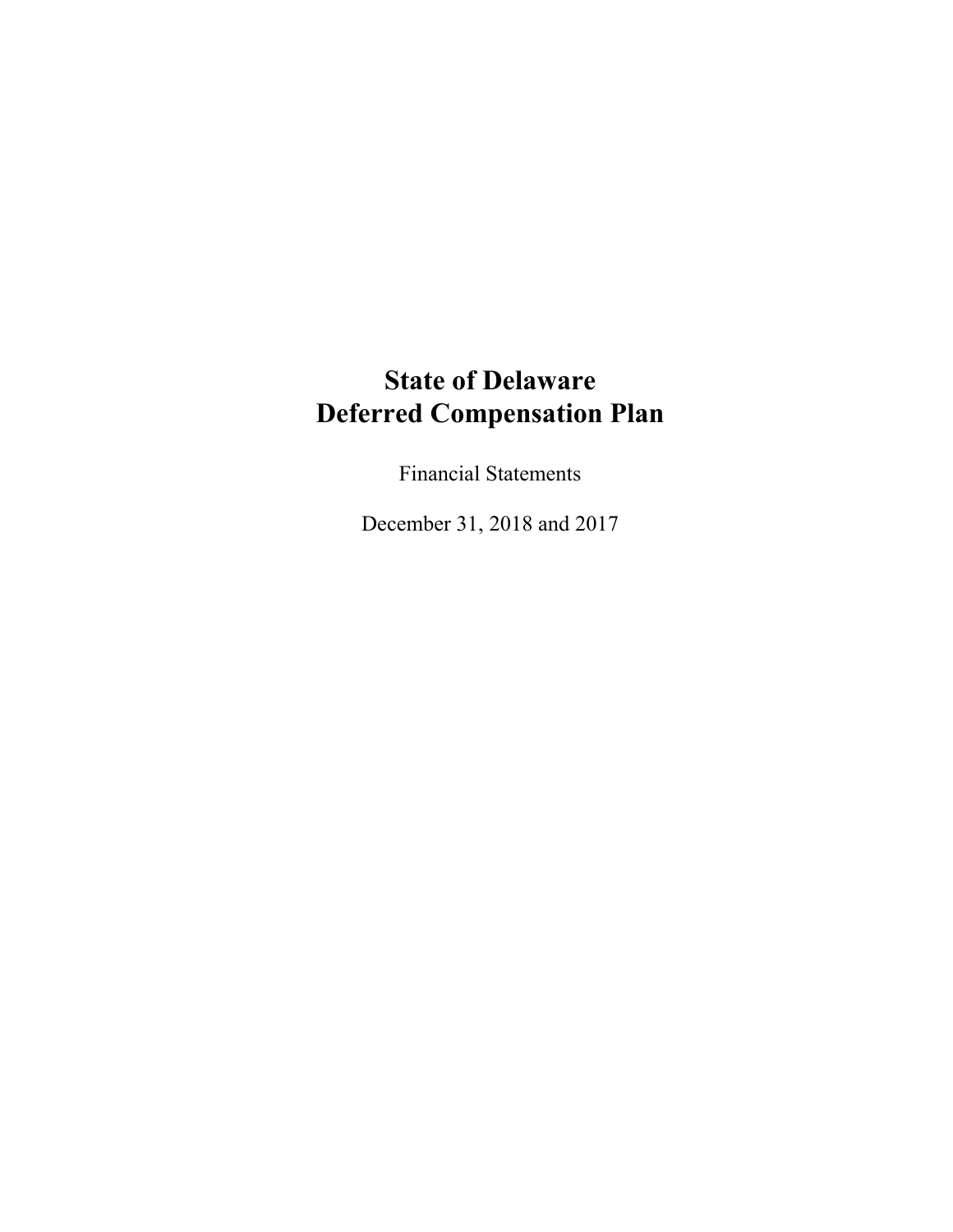# State of Delaware
# Deferred Compensation Plan

Financial Statements

December 31, 2018 and 2017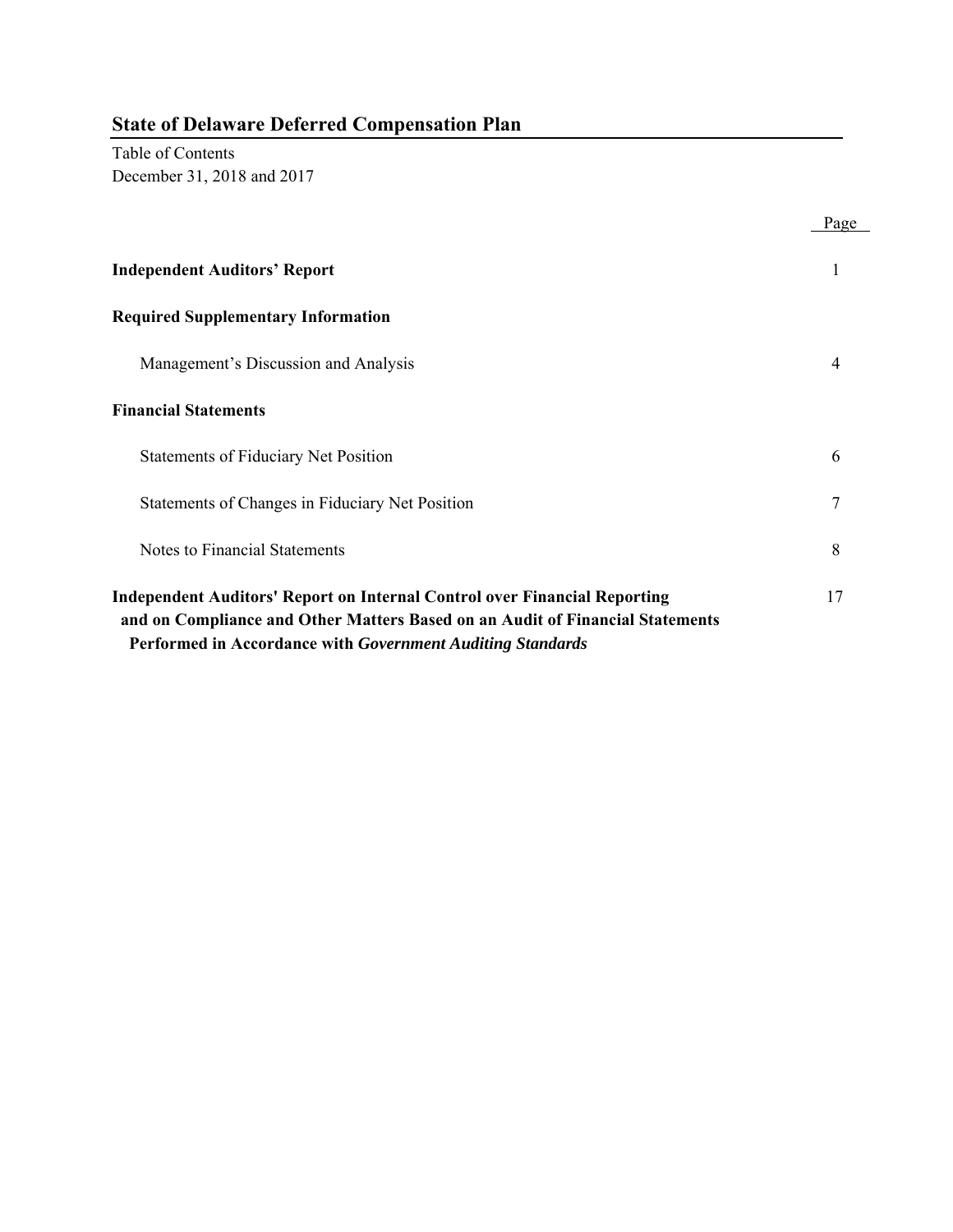# State of Delaware Deferred Compensation Plan

Table of Contents
December 31, 2018 and 2017

| | Page |
|---|---|
| **Independent Auditors' Report** | 1 |
| **Required Supplementary Information** | |
| Management's Discussion and Analysis | 4 |
| **Financial Statements** | |
| Statements of Fiduciary Net Position | 6 |
| Statements of Changes in Fiduciary Net Position | 7 |
| Notes to Financial Statements | 8 |
| **Independent Auditors' Report on Internal Control over Financial Reporting and on Compliance and Other Matters Based on an Audit of Financial Statements Performed in Accordance with *Government Auditing Standards*** | 17 |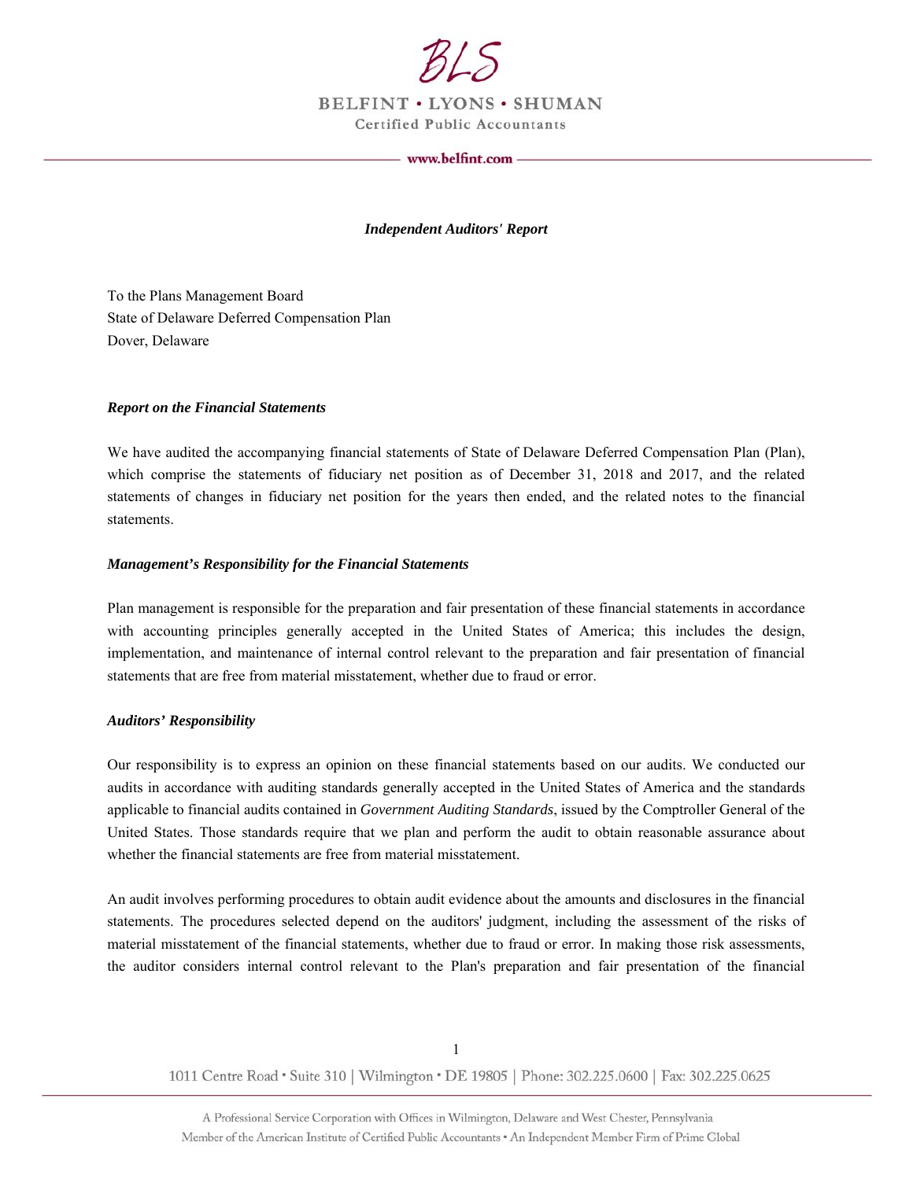*Independent Auditors' Report*

To the Plans Management Board
State of Delaware Deferred Compensation Plan
Dover, Delaware

***Report on the Financial Statements***

We have audited the accompanying financial statements of State of Delaware Deferred Compensation Plan (Plan), which comprise the statements of fiduciary net position as of December 31, 2018 and 2017, and the related statements of changes in fiduciary net position for the years then ended, and the related notes to the financial statements.

***Management's Responsibility for the Financial Statements***

Plan management is responsible for the preparation and fair presentation of these financial statements in accordance with accounting principles generally accepted in the United States of America; this includes the design, implementation, and maintenance of internal control relevant to the preparation and fair presentation of financial statements that are free from material misstatement, whether due to fraud or error.

***Auditors' Responsibility***

Our responsibility is to express an opinion on these financial statements based on our audits. We conducted our audits in accordance with auditing standards generally accepted in the United States of America and the standards applicable to financial audits contained in *Government Auditing Standards*, issued by the Comptroller General of the United States. Those standards require that we plan and perform the audit to obtain reasonable assurance about whether the financial statements are free from material misstatement.

An audit involves performing procedures to obtain audit evidence about the amounts and disclosures in the financial statements. The procedures selected depend on the auditors' judgment, including the assessment of the risks of material misstatement of the financial statements, whether due to fraud or error. In making those risk assessments, the auditor considers internal control relevant to the Plan's preparation and fair presentation of the financial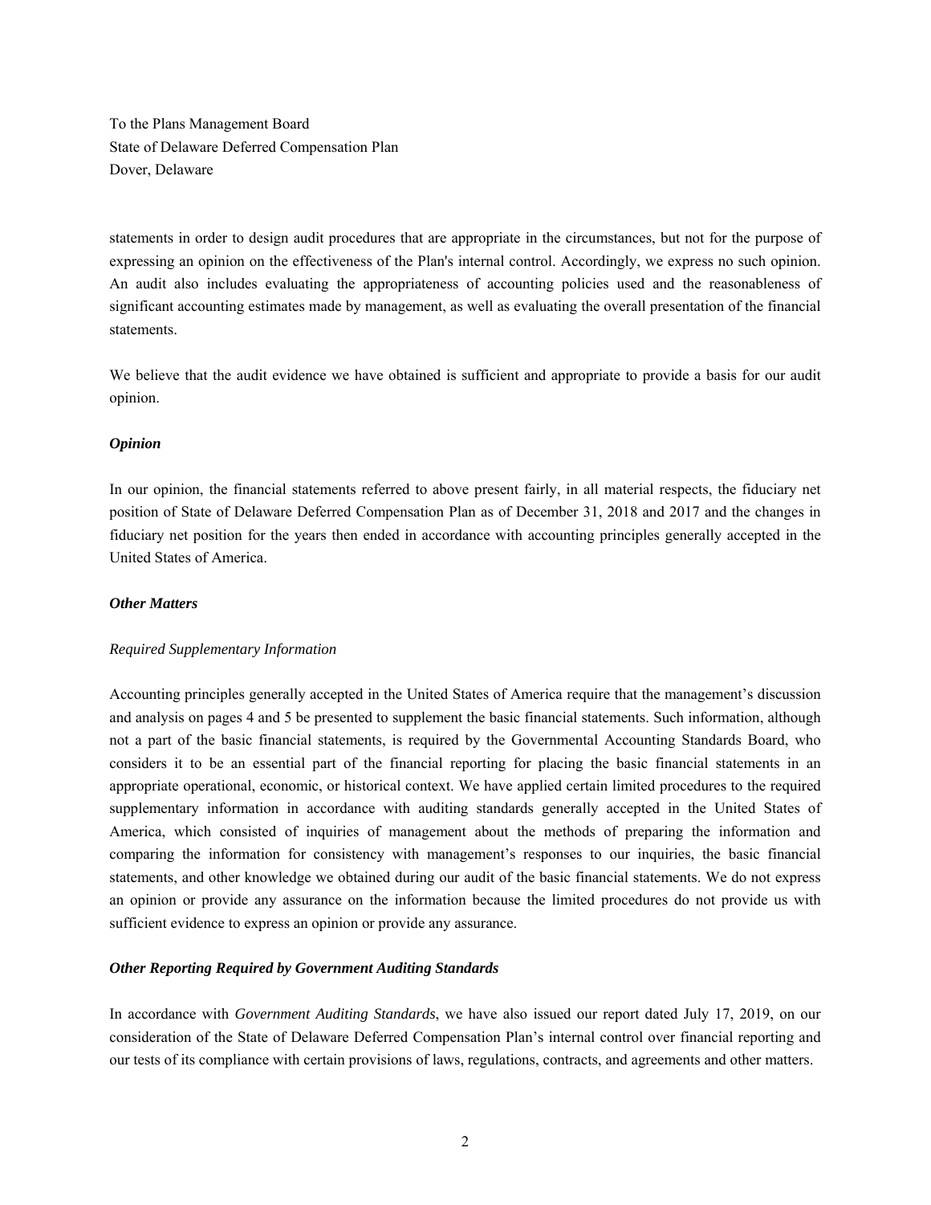To the Plans Management Board
State of Delaware Deferred Compensation Plan
Dover, Delaware

statements in order to design audit procedures that are appropriate in the circumstances, but not for the purpose of expressing an opinion on the effectiveness of the Plan's internal control. Accordingly, we express no such opinion. An audit also includes evaluating the appropriateness of accounting policies used and the reasonableness of significant accounting estimates made by management, as well as evaluating the overall presentation of the financial statements.

We believe that the audit evidence we have obtained is sufficient and appropriate to provide a basis for our audit opinion.

***Opinion***

In our opinion, the financial statements referred to above present fairly, in all material respects, the fiduciary net position of State of Delaware Deferred Compensation Plan as of December 31, 2018 and 2017 and the changes in fiduciary net position for the years then ended in accordance with accounting principles generally accepted in the United States of America.

***Other Matters***

*Required Supplementary Information*

Accounting principles generally accepted in the United States of America require that the management's discussion and analysis on pages 4 and 5 be presented to supplement the basic financial statements. Such information, although not a part of the basic financial statements, is required by the Governmental Accounting Standards Board, who considers it to be an essential part of the financial reporting for placing the basic financial statements in an appropriate operational, economic, or historical context. We have applied certain limited procedures to the required supplementary information in accordance with auditing standards generally accepted in the United States of America, which consisted of inquiries of management about the methods of preparing the information and comparing the information for consistency with management's responses to our inquiries, the basic financial statements, and other knowledge we obtained during our audit of the basic financial statements. We do not express an opinion or provide any assurance on the information because the limited procedures do not provide us with sufficient evidence to express an opinion or provide any assurance.

***Other Reporting Required by Government Auditing Standards***

In accordance with *Government Auditing Standards*, we have also issued our report dated July 17, 2019, on our consideration of the State of Delaware Deferred Compensation Plan's internal control over financial reporting and our tests of its compliance with certain provisions of laws, regulations, contracts, and agreements and other matters.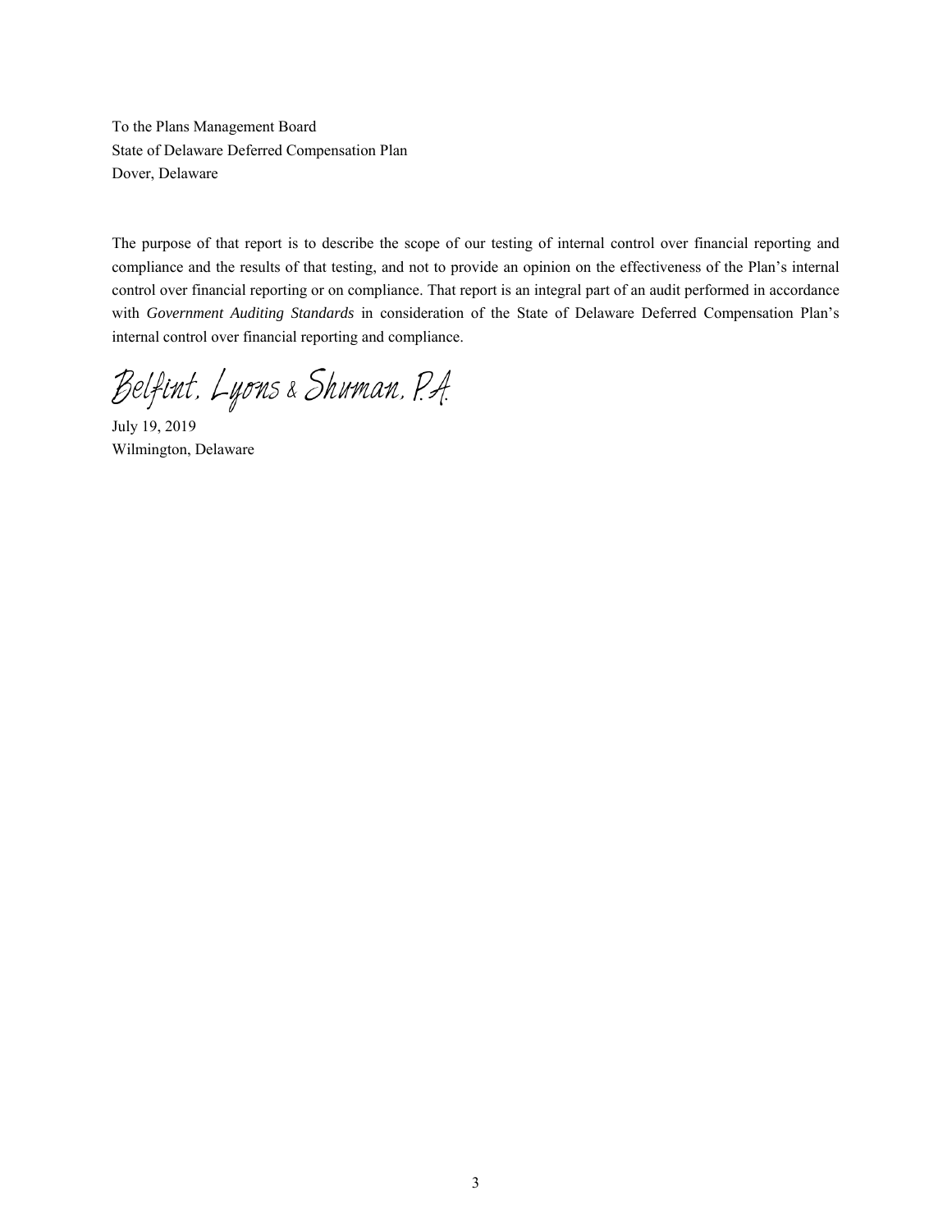To the Plans Management Board
State of Delaware Deferred Compensation Plan
Dover, Delaware

The purpose of that report is to describe the scope of our testing of internal control over financial reporting and compliance and the results of that testing, and not to provide an opinion on the effectiveness of the Plan's internal control over financial reporting or on compliance. That report is an integral part of an audit performed in accordance with *Government Auditing Standards* in consideration of the State of Delaware Deferred Compensation Plan's internal control over financial reporting and compliance.

Belfint, Lyons & Shuman, P.A.

July 19, 2019
Wilmington, Delaware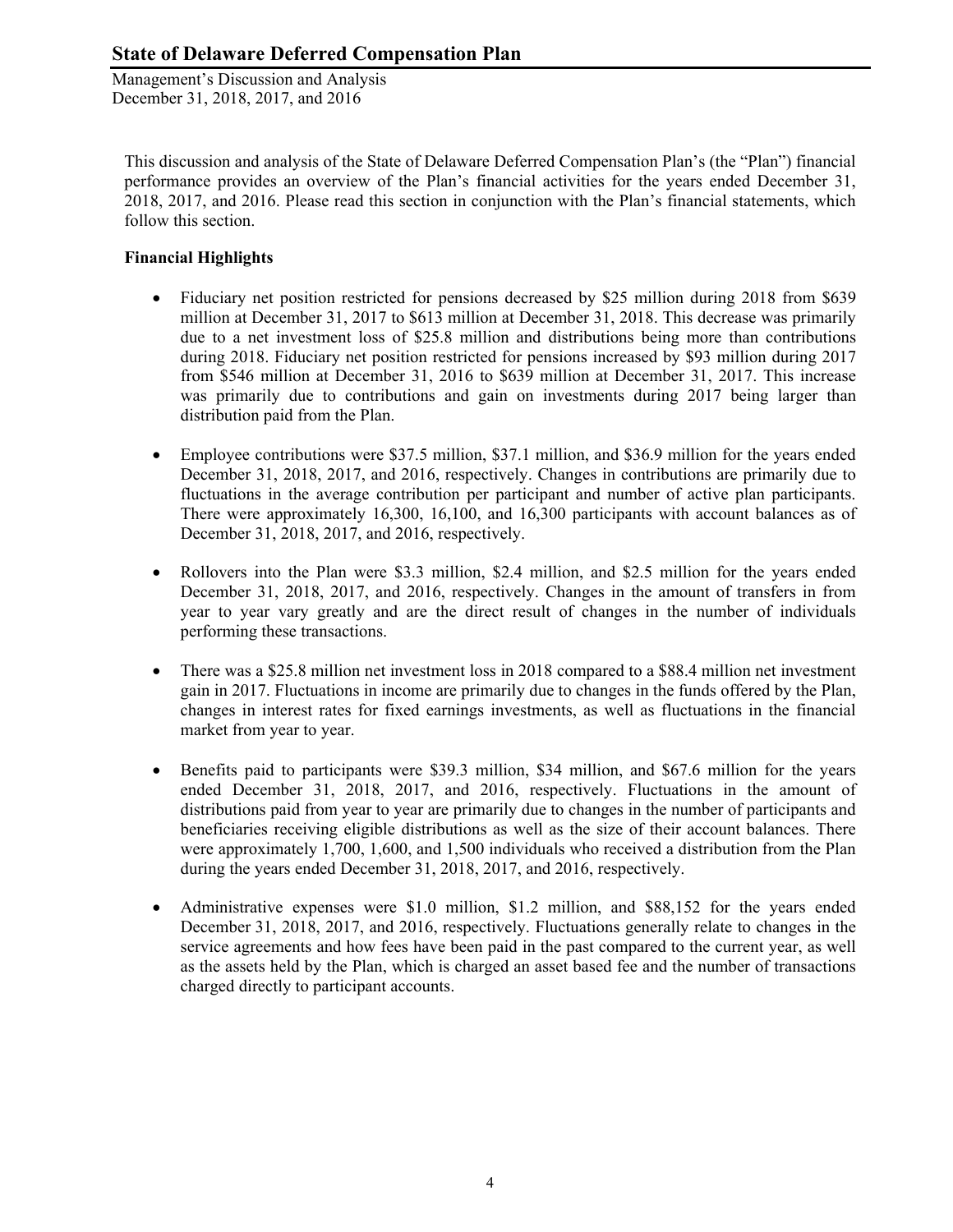This discussion and analysis of the State of Delaware Deferred Compensation Plan's (the "Plan") financial performance provides an overview of the Plan's financial activities for the years ended December 31, 2018, 2017, and 2016. Please read this section in conjunction with the Plan's financial statements, which follow this section.

**Financial Highlights**

- Fiduciary net position restricted for pensions decreased by $25 million during 2018 from $639 million at December 31, 2017 to $613 million at December 31, 2018. This decrease was primarily due to a net investment loss of $25.8 million and distributions being more than contributions during 2018. Fiduciary net position restricted for pensions increased by $93 million during 2017 from $546 million at December 31, 2016 to $639 million at December 31, 2017. This increase was primarily due to contributions and gain on investments during 2017 being larger than distribution paid from the Plan.

- Employee contributions were $37.5 million, $37.1 million, and $36.9 million for the years ended December 31, 2018, 2017, and 2016, respectively. Changes in contributions are primarily due to fluctuations in the average contribution per participant and number of active plan participants. There were approximately 16,300, 16,100, and 16,300 participants with account balances as of December 31, 2018, 2017, and 2016, respectively.

- Rollovers into the Plan were $3.3 million, $2.4 million, and $2.5 million for the years ended December 31, 2018, 2017, and 2016, respectively. Changes in the amount of transfers in from year to year vary greatly and are the direct result of changes in the number of individuals performing these transactions.

- There was a $25.8 million net investment loss in 2018 compared to a $88.4 million net investment gain in 2017. Fluctuations in income are primarily due to changes in the funds offered by the Plan, changes in interest rates for fixed earnings investments, as well as fluctuations in the financial market from year to year.

- Benefits paid to participants were $39.3 million, $34 million, and $67.6 million for the years ended December 31, 2018, 2017, and 2016, respectively. Fluctuations in the amount of distributions paid from year to year are primarily due to changes in the number of participants and beneficiaries receiving eligible distributions as well as the size of their account balances. There were approximately 1,700, 1,600, and 1,500 individuals who received a distribution from the Plan during the years ended December 31, 2018, 2017, and 2016, respectively.

- Administrative expenses were $1.0 million, $1.2 million, and $88,152 for the years ended December 31, 2018, 2017, and 2016, respectively. Fluctuations generally relate to changes in the service agreements and how fees have been paid in the past compared to the current year, as well as the assets held by the Plan, which is charged an asset based fee and the number of transactions charged directly to participant accounts.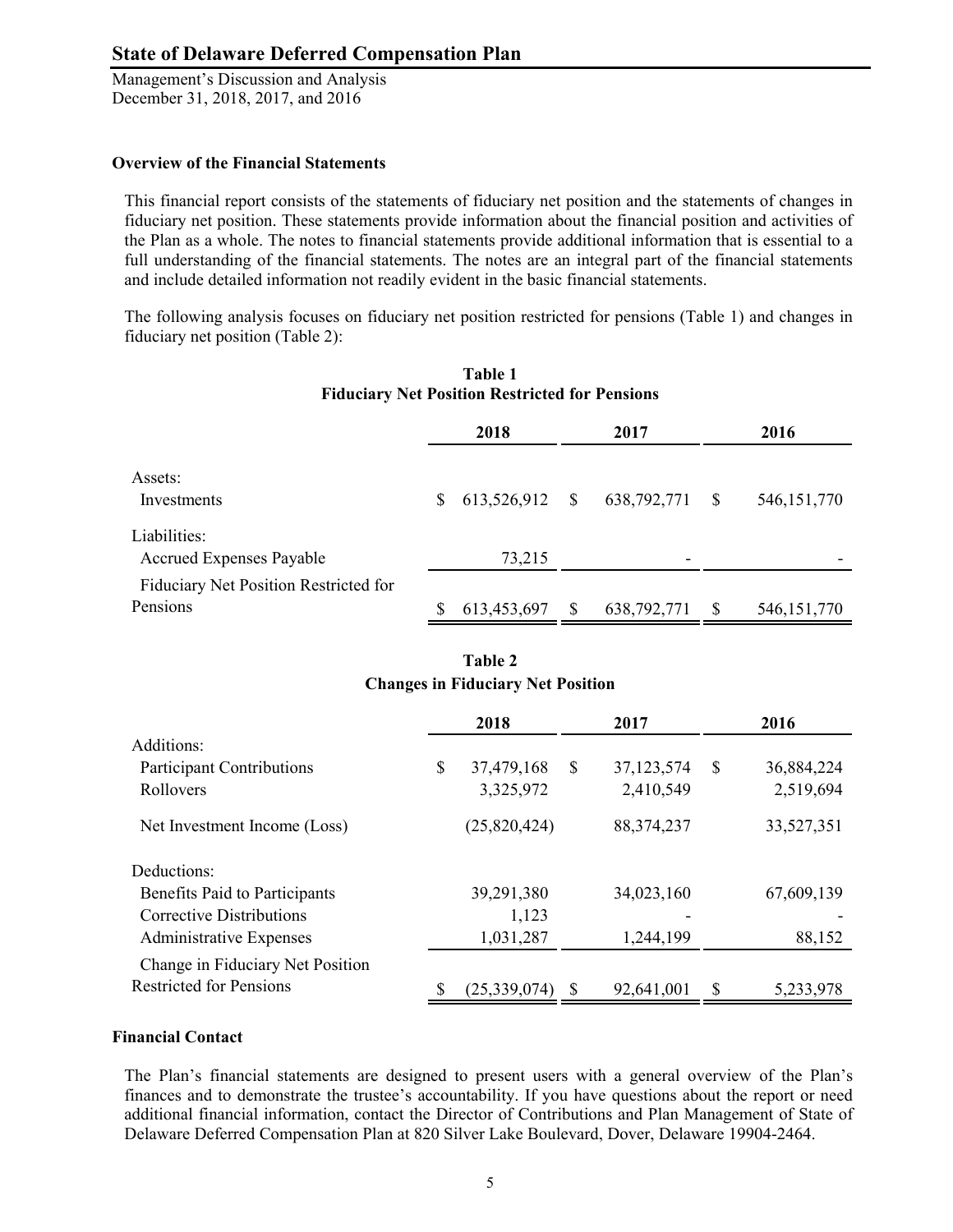# State of Delaware Deferred Compensation Plan

Management's Discussion and Analysis
December 31, 2018, 2017, and 2016

**Overview of the Financial Statements**

This financial report consists of the statements of fiduciary net position and the statements of changes in fiduciary net position. These statements provide information about the financial position and activities of the Plan as a whole. The notes to financial statements provide additional information that is essential to a full understanding of the financial statements. The notes are an integral part of the financial statements and include detailed information not readily evident in the basic financial statements.

The following analysis focuses on fiduciary net position restricted for pensions (Table 1) and changes in fiduciary net position (Table 2):

**Table 1**
**Fiduciary Net Position Restricted for Pensions**

| | 2018 | 2017 | 2016 |
|---|---|---|---|
| Assets: | | | |
| Investments | $ 613,526,912 | $ 638,792,771 | $ 546,151,770 |
| Liabilities: | | | |
| Accrued Expenses Payable | 73,215 | - | - |
| Fiduciary Net Position Restricted for Pensions | $ 613,453,697 | $ 638,792,771 | $ 546,151,770 |

**Table 2**
**Changes in Fiduciary Net Position**

| | 2018 | 2017 | 2016 |
|---|---|---|---|
| Additions: | | | |
| Participant Contributions | $ 37,479,168 | $ 37,123,574 | $ 36,884,224 |
| Rollovers | 3,325,972 | 2,410,549 | 2,519,694 |
| Net Investment Income (Loss) | (25,820,424) | 88,374,237 | 33,527,351 |
| Deductions: | | | |
| Benefits Paid to Participants | 39,291,380 | 34,023,160 | 67,609,139 |
| Corrective Distributions | 1,123 | - | - |
| Administrative Expenses | 1,031,287 | 1,244,199 | 88,152 |
| Change in Fiduciary Net Position Restricted for Pensions | $ (25,339,074) | $ 92,641,001 | $ 5,233,978 |

**Financial Contact**

The Plan's financial statements are designed to present users with a general overview of the Plan's finances and to demonstrate the trustee's accountability. If you have questions about the report or need additional financial information, contact the Director of Contributions and Plan Management of State of Delaware Deferred Compensation Plan at 820 Silver Lake Boulevard, Dover, Delaware 19904-2464.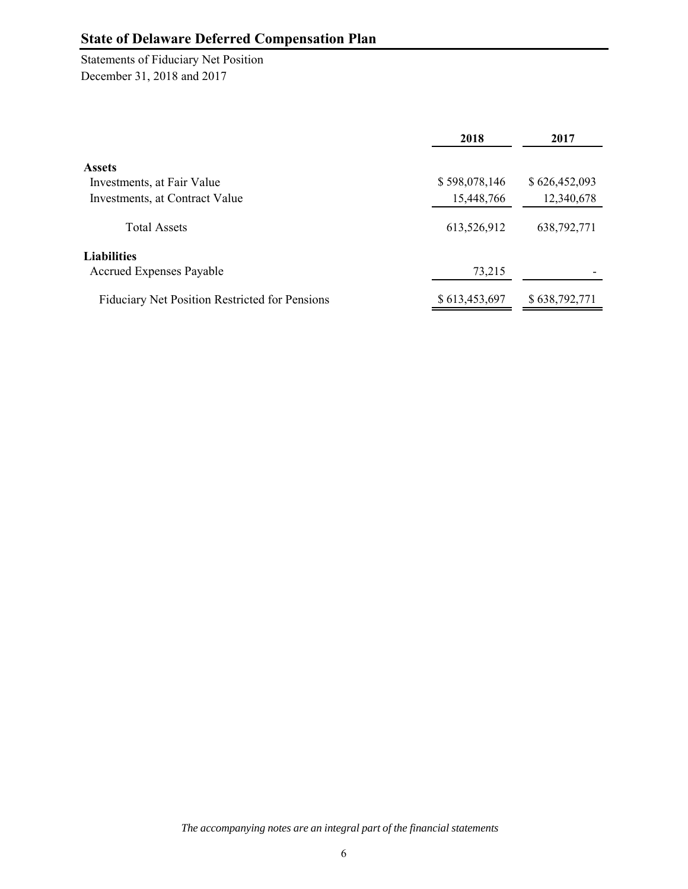# State of Delaware Deferred Compensation Plan

Statements of Fiduciary Net Position
December 31, 2018 and 2017

| | 2018 | 2017 |
|---|---|---|
| **Assets** | | |
| Investments, at Fair Value | $ 598,078,146 | $ 626,452,093 |
| Investments, at Contract Value | 15,448,766 | 12,340,678 |
| Total Assets | 613,526,912 | 638,792,771 |
| **Liabilities** | | |
| Accrued Expenses Payable | 73,215 | - |
| Fiduciary Net Position Restricted for Pensions | $ 613,453,697 | $ 638,792,771 |

*The accompanying notes are an integral part of the financial statements*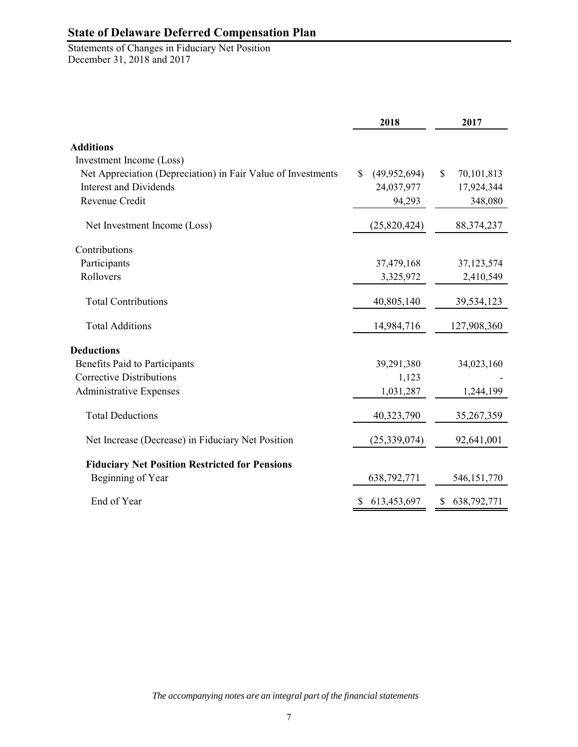# State of Delaware Deferred Compensation Plan

Statements of Changes in Fiduciary Net Position
December 31, 2018 and 2017

| | 2018 | 2017 |
|---|---|---|
| **Additions** | | |
| Investment Income (Loss) | | |
| Net Appreciation (Depreciation) in Fair Value of Investments | $ (49,952,694) | $ 70,101,813 |
| Interest and Dividends | 24,037,977 | 17,924,344 |
| Revenue Credit | 94,293 | 348,080 |
| Net Investment Income (Loss) | (25,820,424) | 88,374,237 |
| Contributions | | |
| Participants | 37,479,168 | 37,123,574 |
| Rollovers | 3,325,972 | 2,410,549 |
| Total Contributions | 40,805,140 | 39,534,123 |
| Total Additions | 14,984,716 | 127,908,360 |
| **Deductions** | | |
| Benefits Paid to Participants | 39,291,380 | 34,023,160 |
| Corrective Distributions | 1,123 | - |
| Administrative Expenses | 1,031,287 | 1,244,199 |
| Total Deductions | 40,323,790 | 35,267,359 |
| Net Increase (Decrease) in Fiduciary Net Position | (25,339,074) | 92,641,001 |
| **Fiduciary Net Position Restricted for Pensions** | | |
| Beginning of Year | 638,792,771 | 546,151,770 |
| End of Year | $ 613,453,697 | $ 638,792,771 |

*The accompanying notes are an integral part of the financial statements*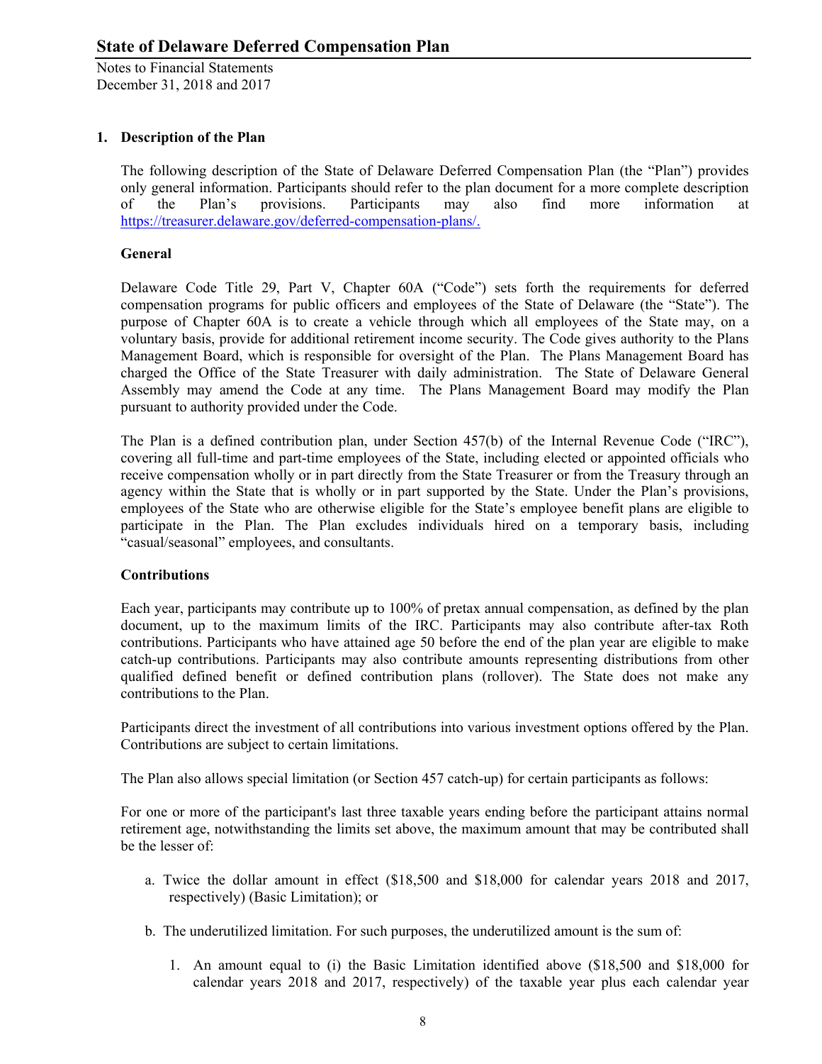# State of Delaware Deferred Compensation Plan

Notes to Financial Statements
December 31, 2018 and 2017

## 1. Description of the Plan

The following description of the State of Delaware Deferred Compensation Plan (the "Plan") provides only general information. Participants should refer to the plan document for a more complete description of the Plan's provisions. Participants may also find more information at https://treasurer.delaware.gov/deferred-compensation-plans/.

### General

Delaware Code Title 29, Part V, Chapter 60A ("Code") sets forth the requirements for deferred compensation programs for public officers and employees of the State of Delaware (the "State"). The purpose of Chapter 60A is to create a vehicle through which all employees of the State may, on a voluntary basis, provide for additional retirement income security. The Code gives authority to the Plans Management Board, which is responsible for oversight of the Plan. The Plans Management Board has charged the Office of the State Treasurer with daily administration. The State of Delaware General Assembly may amend the Code at any time. The Plans Management Board may modify the Plan pursuant to authority provided under the Code.

The Plan is a defined contribution plan, under Section 457(b) of the Internal Revenue Code ("IRC"), covering all full-time and part-time employees of the State, including elected or appointed officials who receive compensation wholly or in part directly from the State Treasurer or from the Treasury through an agency within the State that is wholly or in part supported by the State. Under the Plan's provisions, employees of the State who are otherwise eligible for the State's employee benefit plans are eligible to participate in the Plan. The Plan excludes individuals hired on a temporary basis, including "casual/seasonal" employees, and consultants.

### Contributions

Each year, participants may contribute up to 100% of pretax annual compensation, as defined by the plan document, up to the maximum limits of the IRC. Participants may also contribute after-tax Roth contributions. Participants who have attained age 50 before the end of the plan year are eligible to make catch-up contributions. Participants may also contribute amounts representing distributions from other qualified defined benefit or defined contribution plans (rollover). The State does not make any contributions to the Plan.

Participants direct the investment of all contributions into various investment options offered by the Plan. Contributions are subject to certain limitations.

The Plan also allows special limitation (or Section 457 catch-up) for certain participants as follows:

For one or more of the participant's last three taxable years ending before the participant attains normal retirement age, notwithstanding the limits set above, the maximum amount that may be contributed shall be the lesser of:

a. Twice the dollar amount in effect ($18,500 and $18,000 for calendar years 2018 and 2017, respectively) (Basic Limitation); or

b. The underutilized limitation. For such purposes, the underutilized amount is the sum of:

   1. An amount equal to (i) the Basic Limitation identified above ($18,500 and $18,000 for calendar years 2018 and 2017, respectively) of the taxable year plus each calendar year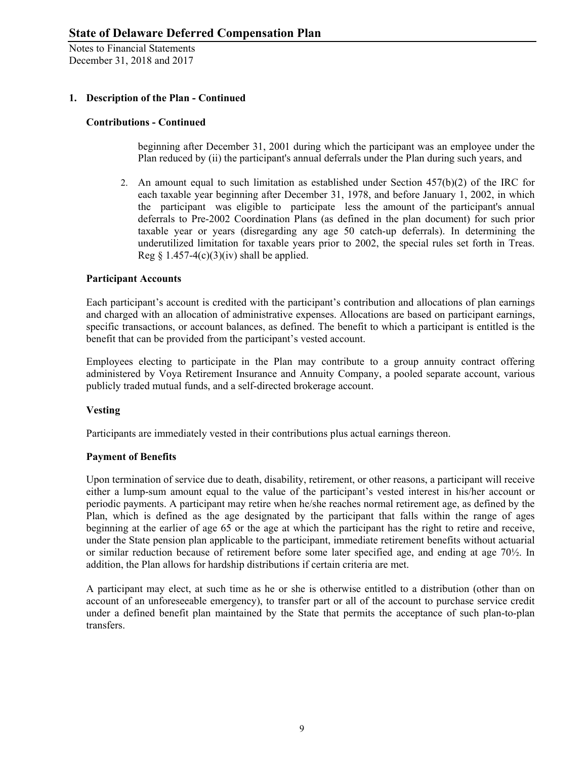## 1. Description of the Plan - Continued

### Contributions - Continued

beginning after December 31, 2001 during which the participant was an employee under the Plan reduced by (ii) the participant's annual deferrals under the Plan during such years, and

2. An amount equal to such limitation as established under Section 457(b)(2) of the IRC for each taxable year beginning after December 31, 1978, and before January 1, 2002, in which the participant was eligible to participate less the amount of the participant's annual deferrals to Pre-2002 Coordination Plans (as defined in the plan document) for such prior taxable year or years (disregarding any age 50 catch-up deferrals). In determining the underutilized limitation for taxable years prior to 2002, the special rules set forth in Treas. Reg § 1.457-4(c)(3)(iv) shall be applied.

### Participant Accounts

Each participant's account is credited with the participant's contribution and allocations of plan earnings and charged with an allocation of administrative expenses. Allocations are based on participant earnings, specific transactions, or account balances, as defined. The benefit to which a participant is entitled is the benefit that can be provided from the participant's vested account.

Employees electing to participate in the Plan may contribute to a group annuity contract offering administered by Voya Retirement Insurance and Annuity Company, a pooled separate account, various publicly traded mutual funds, and a self-directed brokerage account.

### Vesting

Participants are immediately vested in their contributions plus actual earnings thereon.

### Payment of Benefits

Upon termination of service due to death, disability, retirement, or other reasons, a participant will receive either a lump-sum amount equal to the value of the participant's vested interest in his/her account or periodic payments. A participant may retire when he/she reaches normal retirement age, as defined by the Plan, which is defined as the age designated by the participant that falls within the range of ages beginning at the earlier of age 65 or the age at which the participant has the right to retire and receive, under the State pension plan applicable to the participant, immediate retirement benefits without actuarial or similar reduction because of retirement before some later specified age, and ending at age 70½. In addition, the Plan allows for hardship distributions if certain criteria are met.

A participant may elect, at such time as he or she is otherwise entitled to a distribution (other than on account of an unforeseeable emergency), to transfer part or all of the account to purchase service credit under a defined benefit plan maintained by the State that permits the acceptance of such plan-to-plan transfers.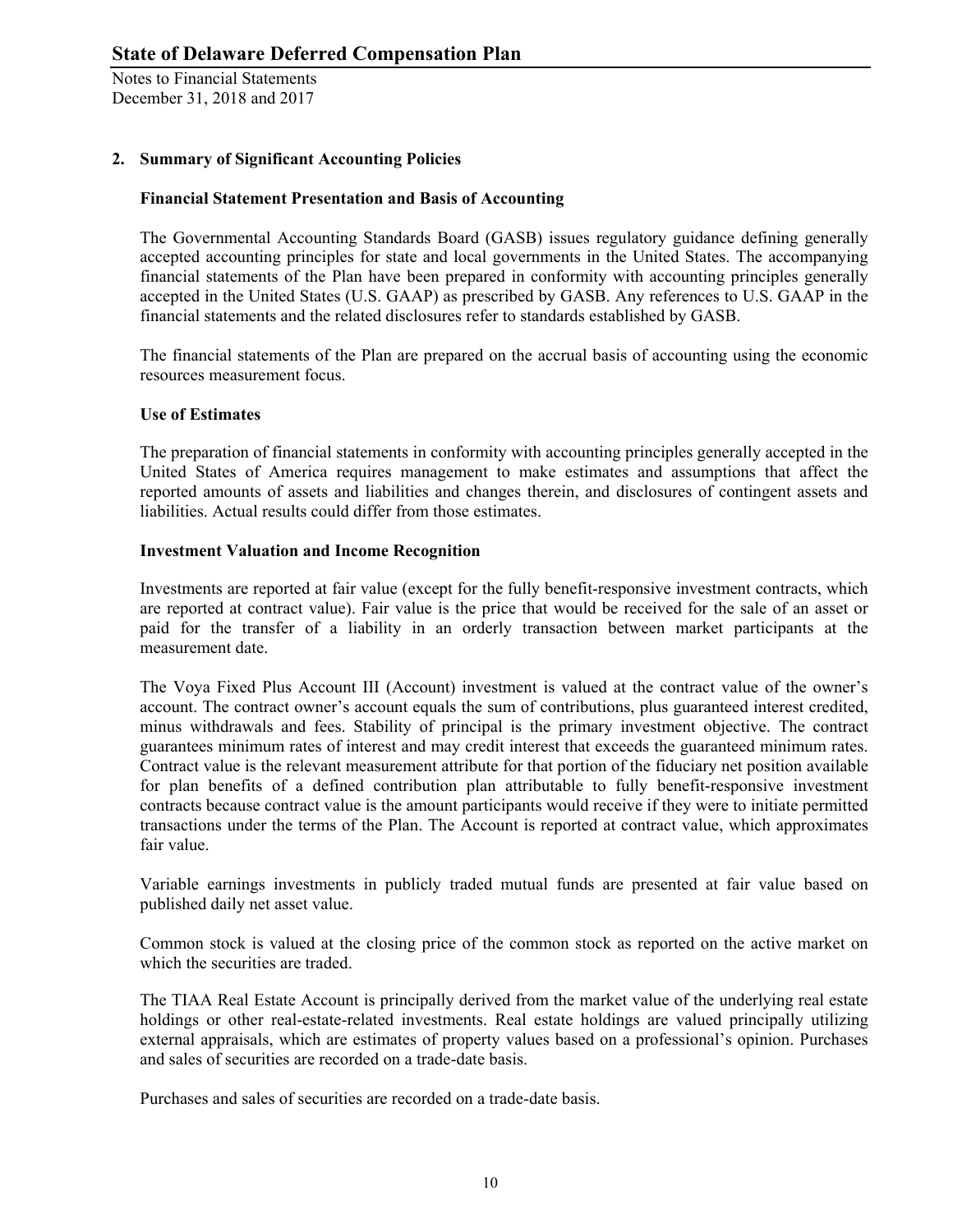## 2. Summary of Significant Accounting Policies

### Financial Statement Presentation and Basis of Accounting

The Governmental Accounting Standards Board (GASB) issues regulatory guidance defining generally accepted accounting principles for state and local governments in the United States. The accompanying financial statements of the Plan have been prepared in conformity with accounting principles generally accepted in the United States (U.S. GAAP) as prescribed by GASB. Any references to U.S. GAAP in the financial statements and the related disclosures refer to standards established by GASB.

The financial statements of the Plan are prepared on the accrual basis of accounting using the economic resources measurement focus.

### Use of Estimates

The preparation of financial statements in conformity with accounting principles generally accepted in the United States of America requires management to make estimates and assumptions that affect the reported amounts of assets and liabilities and changes therein, and disclosures of contingent assets and liabilities. Actual results could differ from those estimates.

### Investment Valuation and Income Recognition

Investments are reported at fair value (except for the fully benefit-responsive investment contracts, which are reported at contract value). Fair value is the price that would be received for the sale of an asset or paid for the transfer of a liability in an orderly transaction between market participants at the measurement date.

The Voya Fixed Plus Account III (Account) investment is valued at the contract value of the owner's account. The contract owner's account equals the sum of contributions, plus guaranteed interest credited, minus withdrawals and fees. Stability of principal is the primary investment objective. The contract guarantees minimum rates of interest and may credit interest that exceeds the guaranteed minimum rates. Contract value is the relevant measurement attribute for that portion of the fiduciary net position available for plan benefits of a defined contribution plan attributable to fully benefit-responsive investment contracts because contract value is the amount participants would receive if they were to initiate permitted transactions under the terms of the Plan. The Account is reported at contract value, which approximates fair value.

Variable earnings investments in publicly traded mutual funds are presented at fair value based on published daily net asset value.

Common stock is valued at the closing price of the common stock as reported on the active market on which the securities are traded.

The TIAA Real Estate Account is principally derived from the market value of the underlying real estate holdings or other real-estate-related investments. Real estate holdings are valued principally utilizing external appraisals, which are estimates of property values based on a professional's opinion. Purchases and sales of securities are recorded on a trade-date basis.

Purchases and sales of securities are recorded on a trade-date basis.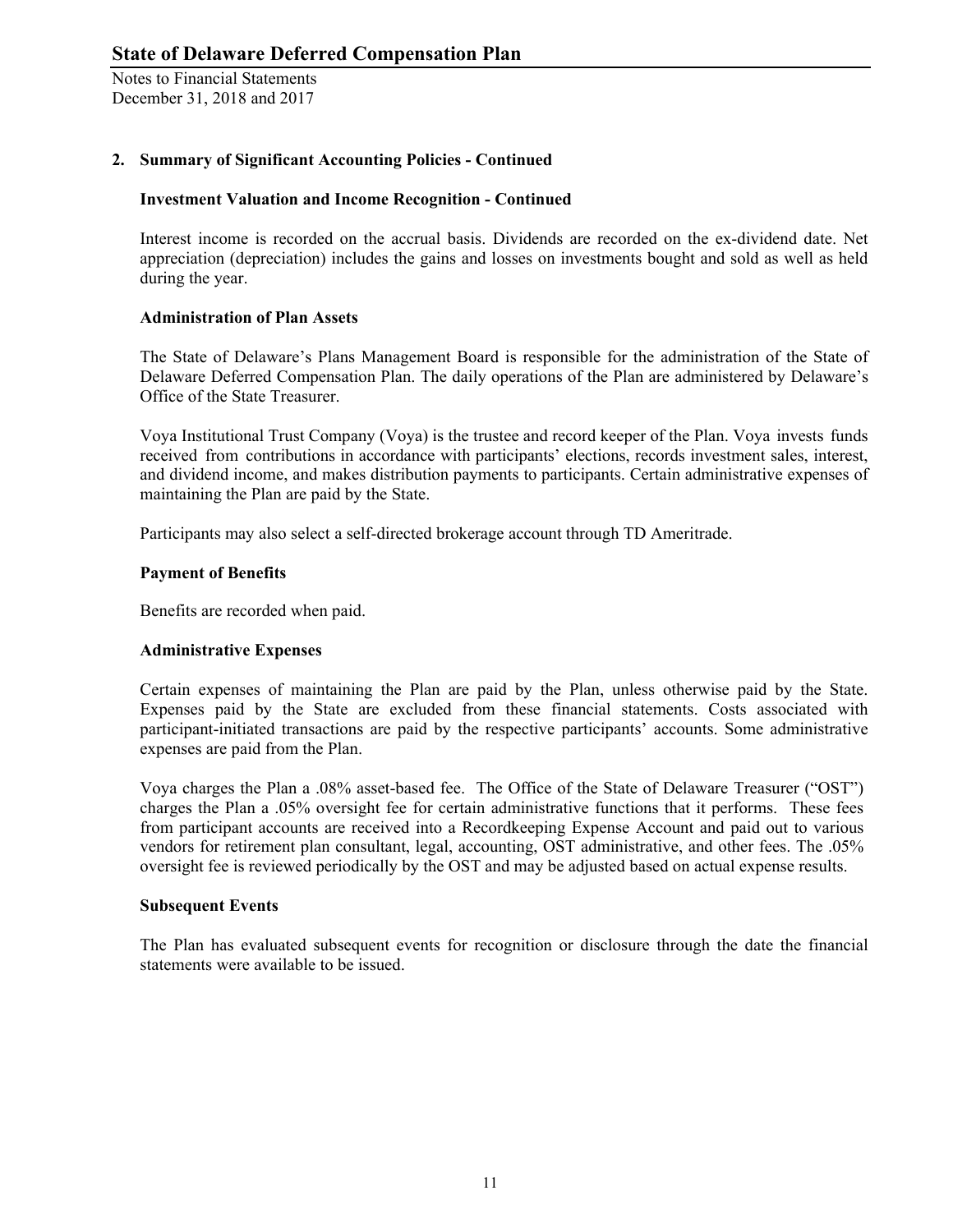## 2. Summary of Significant Accounting Policies - Continued

### Investment Valuation and Income Recognition - Continued

Interest income is recorded on the accrual basis. Dividends are recorded on the ex-dividend date. Net appreciation (depreciation) includes the gains and losses on investments bought and sold as well as held during the year.

### Administration of Plan Assets

The State of Delaware's Plans Management Board is responsible for the administration of the State of Delaware Deferred Compensation Plan. The daily operations of the Plan are administered by Delaware's Office of the State Treasurer.

Voya Institutional Trust Company (Voya) is the trustee and record keeper of the Plan. Voya invests funds received from contributions in accordance with participants' elections, records investment sales, interest, and dividend income, and makes distribution payments to participants. Certain administrative expenses of maintaining the Plan are paid by the State.

Participants may also select a self-directed brokerage account through TD Ameritrade.

### Payment of Benefits

Benefits are recorded when paid.

### Administrative Expenses

Certain expenses of maintaining the Plan are paid by the Plan, unless otherwise paid by the State. Expenses paid by the State are excluded from these financial statements. Costs associated with participant-initiated transactions are paid by the respective participants' accounts. Some administrative expenses are paid from the Plan.

Voya charges the Plan a .08% asset-based fee. The Office of the State of Delaware Treasurer ("OST") charges the Plan a .05% oversight fee for certain administrative functions that it performs. These fees from participant accounts are received into a Recordkeeping Expense Account and paid out to various vendors for retirement plan consultant, legal, accounting, OST administrative, and other fees. The .05% oversight fee is reviewed periodically by the OST and may be adjusted based on actual expense results.

### Subsequent Events

The Plan has evaluated subsequent events for recognition or disclosure through the date the financial statements were available to be issued.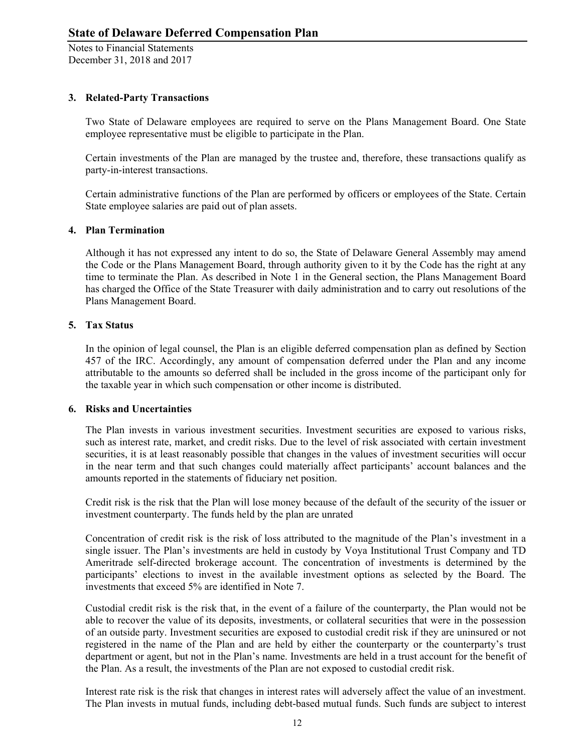### 3. Related-Party Transactions

Two State of Delaware employees are required to serve on the Plans Management Board. One State employee representative must be eligible to participate in the Plan.

Certain investments of the Plan are managed by the trustee and, therefore, these transactions qualify as party-in-interest transactions.

Certain administrative functions of the Plan are performed by officers or employees of the State. Certain State employee salaries are paid out of plan assets.

### 4. Plan Termination

Although it has not expressed any intent to do so, the State of Delaware General Assembly may amend the Code or the Plans Management Board, through authority given to it by the Code has the right at any time to terminate the Plan. As described in Note 1 in the General section, the Plans Management Board has charged the Office of the State Treasurer with daily administration and to carry out resolutions of the Plans Management Board.

### 5. Tax Status

In the opinion of legal counsel, the Plan is an eligible deferred compensation plan as defined by Section 457 of the IRC. Accordingly, any amount of compensation deferred under the Plan and any income attributable to the amounts so deferred shall be included in the gross income of the participant only for the taxable year in which such compensation or other income is distributed.

### 6. Risks and Uncertainties

The Plan invests in various investment securities. Investment securities are exposed to various risks, such as interest rate, market, and credit risks. Due to the level of risk associated with certain investment securities, it is at least reasonably possible that changes in the values of investment securities will occur in the near term and that such changes could materially affect participants' account balances and the amounts reported in the statements of fiduciary net position.

Credit risk is the risk that the Plan will lose money because of the default of the security of the issuer or investment counterparty. The funds held by the plan are unrated

Concentration of credit risk is the risk of loss attributed to the magnitude of the Plan's investment in a single issuer. The Plan's investments are held in custody by Voya Institutional Trust Company and TD Ameritrade self-directed brokerage account. The concentration of investments is determined by the participants' elections to invest in the available investment options as selected by the Board. The investments that exceed 5% are identified in Note 7.

Custodial credit risk is the risk that, in the event of a failure of the counterparty, the Plan would not be able to recover the value of its deposits, investments, or collateral securities that were in the possession of an outside party. Investment securities are exposed to custodial credit risk if they are uninsured or not registered in the name of the Plan and are held by either the counterparty or the counterparty's trust department or agent, but not in the Plan's name. Investments are held in a trust account for the benefit of the Plan. As a result, the investments of the Plan are not exposed to custodial credit risk.

Interest rate risk is the risk that changes in interest rates will adversely affect the value of an investment. The Plan invests in mutual funds, including debt-based mutual funds. Such funds are subject to interest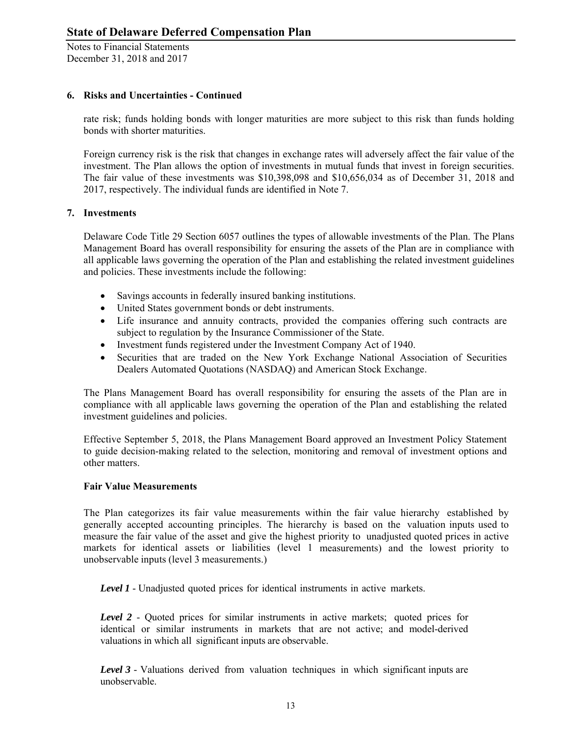### 6. Risks and Uncertainties - Continued

rate risk; funds holding bonds with longer maturities are more subject to this risk than funds holding bonds with shorter maturities.

Foreign currency risk is the risk that changes in exchange rates will adversely affect the fair value of the investment. The Plan allows the option of investments in mutual funds that invest in foreign securities. The fair value of these investments was $10,398,098 and $10,656,034 as of December 31, 2018 and 2017, respectively. The individual funds are identified in Note 7.

### 7. Investments

Delaware Code Title 29 Section 6057 outlines the types of allowable investments of the Plan. The Plans Management Board has overall responsibility for ensuring the assets of the Plan are in compliance with all applicable laws governing the operation of the Plan and establishing the related investment guidelines and policies. These investments include the following:

- Savings accounts in federally insured banking institutions.
- United States government bonds or debt instruments.
- Life insurance and annuity contracts, provided the companies offering such contracts are subject to regulation by the Insurance Commissioner of the State.
- Investment funds registered under the Investment Company Act of 1940.
- Securities that are traded on the New York Exchange National Association of Securities Dealers Automated Quotations (NASDAQ) and American Stock Exchange.

The Plans Management Board has overall responsibility for ensuring the assets of the Plan are in compliance with all applicable laws governing the operation of the Plan and establishing the related investment guidelines and policies.

Effective September 5, 2018, the Plans Management Board approved an Investment Policy Statement to guide decision-making related to the selection, monitoring and removal of investment options and other matters.

**Fair Value Measurements**

The Plan categorizes its fair value measurements within the fair value hierarchy established by generally accepted accounting principles. The hierarchy is based on the valuation inputs used to measure the fair value of the asset and give the highest priority to unadjusted quoted prices in active markets for identical assets or liabilities (level 1 measurements) and the lowest priority to unobservable inputs (level 3 measurements.)

***Level 1*** - Unadjusted quoted prices for identical instruments in active markets.

***Level 2*** - Quoted prices for similar instruments in active markets; quoted prices for identical or similar instruments in markets that are not active; and model-derived valuations in which all significant inputs are observable.

***Level 3*** - Valuations derived from valuation techniques in which significant inputs are unobservable.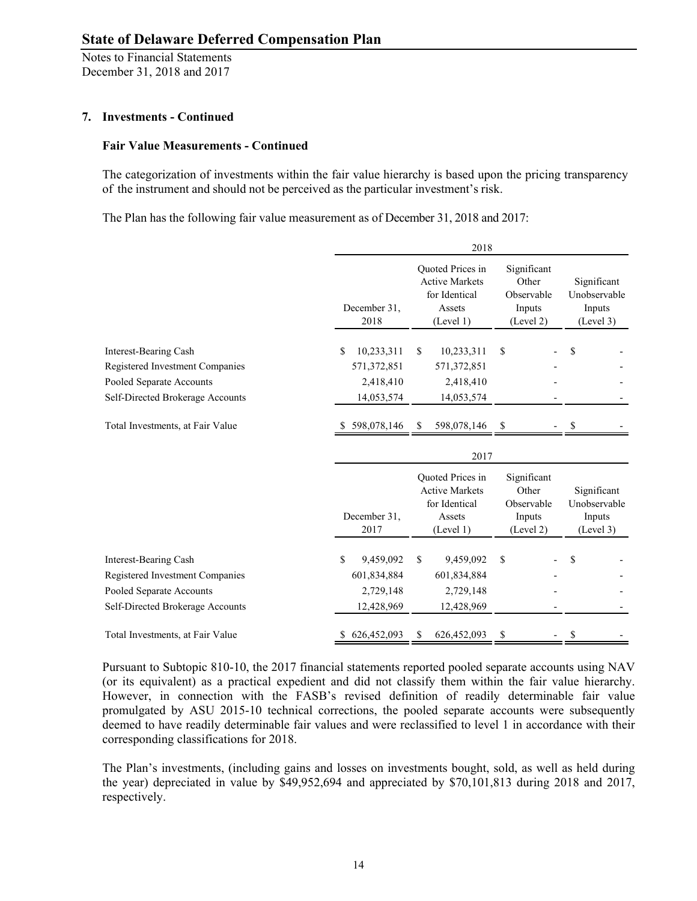## 7. Investments - Continued

### Fair Value Measurements - Continued

The categorization of investments within the fair value hierarchy is based upon the pricing transparency of the instrument and should not be perceived as the particular investment's risk.

The Plan has the following fair value measurement as of December 31, 2018 and 2017:

| | 2018 | | | |
|---|---|---|---|---|
| | December 31, 2018 | Quoted Prices in Active Markets for Identical Assets (Level 1) | Significant Other Observable Inputs (Level 2) | Significant Unobservable Inputs (Level 3) |
| Interest-Bearing Cash | $ 10,233,311 | $ 10,233,311 | $ - | $ - |
| Registered Investment Companies | 571,372,851 | 571,372,851 | - | - |
| Pooled Separate Accounts | 2,418,410 | 2,418,410 | - | - |
| Self-Directed Brokerage Accounts | 14,053,574 | 14,053,574 | - | - |
| Total Investments, at Fair Value | $ 598,078,146 | $ 598,078,146 | $ - | $ - |

| | 2017 | | | |
|---|---|---|---|---|
| | December 31, 2017 | Quoted Prices in Active Markets for Identical Assets (Level 1) | Significant Other Observable Inputs (Level 2) | Significant Unobservable Inputs (Level 3) |
| Interest-Bearing Cash | $ 9,459,092 | $ 9,459,092 | $ - | $ - |
| Registered Investment Companies | 601,834,884 | 601,834,884 | - | - |
| Pooled Separate Accounts | 2,729,148 | 2,729,148 | - | - |
| Self-Directed Brokerage Accounts | 12,428,969 | 12,428,969 | - | - |
| Total Investments, at Fair Value | $ 626,452,093 | $ 626,452,093 | $ - | $ - |

Pursuant to Subtopic 810-10, the 2017 financial statements reported pooled separate accounts using NAV (or its equivalent) as a practical expedient and did not classify them within the fair value hierarchy. However, in connection with the FASB's revised definition of readily determinable fair value promulgated by ASU 2015-10 technical corrections, the pooled separate accounts were subsequently deemed to have readily determinable fair values and were reclassified to level 1 in accordance with their corresponding classifications for 2018.

The Plan's investments, (including gains and losses on investments bought, sold, as well as held during the year) depreciated in value by $49,952,694 and appreciated by $70,101,813 during 2018 and 2017, respectively.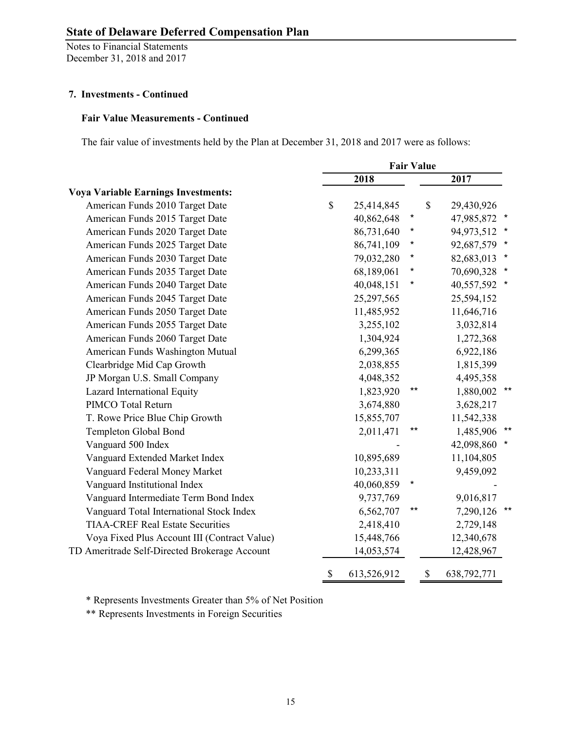## 7. Investments - Continued

### Fair Value Measurements - Continued

The fair value of investments held by the Plan at December 31, 2018 and 2017 were as follows:

| | Fair Value | |
|---|---|---|
| | 2018 | 2017 |
| **Voya Variable Earnings Investments:** | | |
| American Funds 2010 Target Date | $ 25,414,845 | $ 29,430,926 |
| American Funds 2015 Target Date | 40,862,648 * | 47,985,872 * |
| American Funds 2020 Target Date | 86,731,640 * | 94,973,512 * |
| American Funds 2025 Target Date | 86,741,109 * | 92,687,579 * |
| American Funds 2030 Target Date | 79,032,280 * | 82,683,013 * |
| American Funds 2035 Target Date | 68,189,061 * | 70,690,328 * |
| American Funds 2040 Target Date | 40,048,151 * | 40,557,592 * |
| American Funds 2045 Target Date | 25,297,565 | 25,594,152 |
| American Funds 2050 Target Date | 11,485,952 | 11,646,716 |
| American Funds 2055 Target Date | 3,255,102 | 3,032,814 |
| American Funds 2060 Target Date | 1,304,924 | 1,272,368 |
| American Funds Washington Mutual | 6,299,365 | 6,922,186 |
| Clearbridge Mid Cap Growth | 2,038,855 | 1,815,399 |
| JP Morgan U.S. Small Company | 4,048,352 | 4,495,358 |
| Lazard International Equity | 1,823,920 ** | 1,880,002 ** |
| PIMCO Total Return | 3,674,880 | 3,628,217 |
| T. Rowe Price Blue Chip Growth | 15,855,707 | 11,542,338 |
| Templeton Global Bond | 2,011,471 ** | 1,485,906 ** |
| Vanguard 500 Index | - | 42,098,860 * |
| Vanguard Extended Market Index | 10,895,689 | 11,104,805 |
| Vanguard Federal Money Market | 10,233,311 | 9,459,092 |
| Vanguard Institutional Index | 40,060,859 * | - |
| Vanguard Intermediate Term Bond Index | 9,737,769 | 9,016,817 |
| Vanguard Total International Stock Index | 6,562,707 ** | 7,290,126 ** |
| TIAA-CREF Real Estate Securities | 2,418,410 | 2,729,148 |
| Voya Fixed Plus Account III (Contract Value) | 15,448,766 | 12,340,678 |
| TD Ameritrade Self-Directed Brokerage Account | 14,053,574 | 12,428,967 |
| | $ 613,526,912 | $ 638,792,771 |

\* Represents Investments Greater than 5% of Net Position

\*\* Represents Investments in Foreign Securities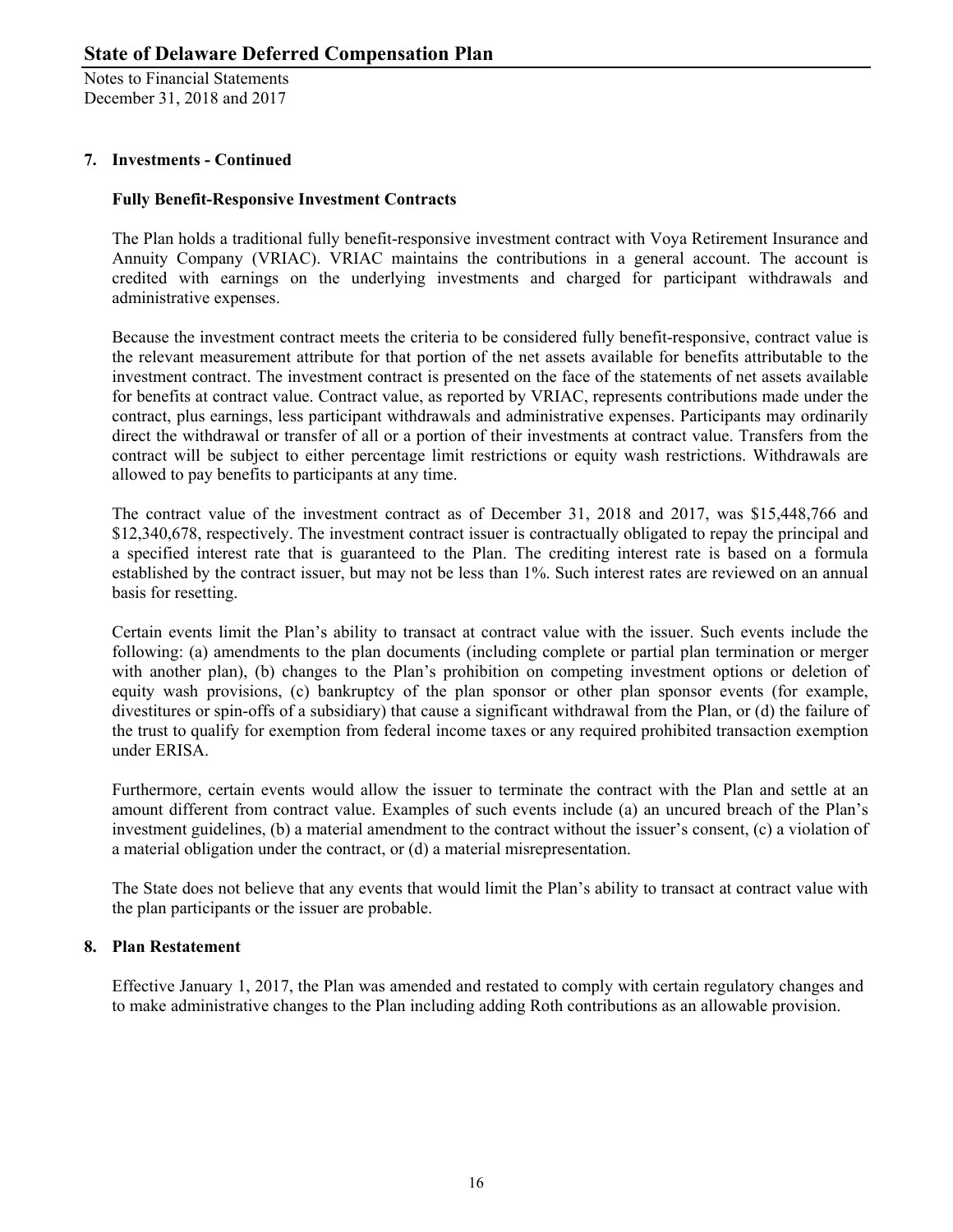## 7. Investments - Continued

### Fully Benefit-Responsive Investment Contracts

The Plan holds a traditional fully benefit-responsive investment contract with Voya Retirement Insurance and Annuity Company (VRIAC). VRIAC maintains the contributions in a general account. The account is credited with earnings on the underlying investments and charged for participant withdrawals and administrative expenses.

Because the investment contract meets the criteria to be considered fully benefit-responsive, contract value is the relevant measurement attribute for that portion of the net assets available for benefits attributable to the investment contract. The investment contract is presented on the face of the statements of net assets available for benefits at contract value. Contract value, as reported by VRIAC, represents contributions made under the contract, plus earnings, less participant withdrawals and administrative expenses. Participants may ordinarily direct the withdrawal or transfer of all or a portion of their investments at contract value. Transfers from the contract will be subject to either percentage limit restrictions or equity wash restrictions. Withdrawals are allowed to pay benefits to participants at any time.

The contract value of the investment contract as of December 31, 2018 and 2017, was $15,448,766 and $12,340,678, respectively. The investment contract issuer is contractually obligated to repay the principal and a specified interest rate that is guaranteed to the Plan. The crediting interest rate is based on a formula established by the contract issuer, but may not be less than 1%. Such interest rates are reviewed on an annual basis for resetting.

Certain events limit the Plan's ability to transact at contract value with the issuer. Such events include the following: (a) amendments to the plan documents (including complete or partial plan termination or merger with another plan), (b) changes to the Plan's prohibition on competing investment options or deletion of equity wash provisions, (c) bankruptcy of the plan sponsor or other plan sponsor events (for example, divestitures or spin-offs of a subsidiary) that cause a significant withdrawal from the Plan, or (d) the failure of the trust to qualify for exemption from federal income taxes or any required prohibited transaction exemption under ERISA.

Furthermore, certain events would allow the issuer to terminate the contract with the Plan and settle at an amount different from contract value. Examples of such events include (a) an uncured breach of the Plan's investment guidelines, (b) a material amendment to the contract without the issuer's consent, (c) a violation of a material obligation under the contract, or (d) a material misrepresentation.

The State does not believe that any events that would limit the Plan's ability to transact at contract value with the plan participants or the issuer are probable.

## 8. Plan Restatement

Effective January 1, 2017, the Plan was amended and restated to comply with certain regulatory changes and to make administrative changes to the Plan including adding Roth contributions as an allowable provision.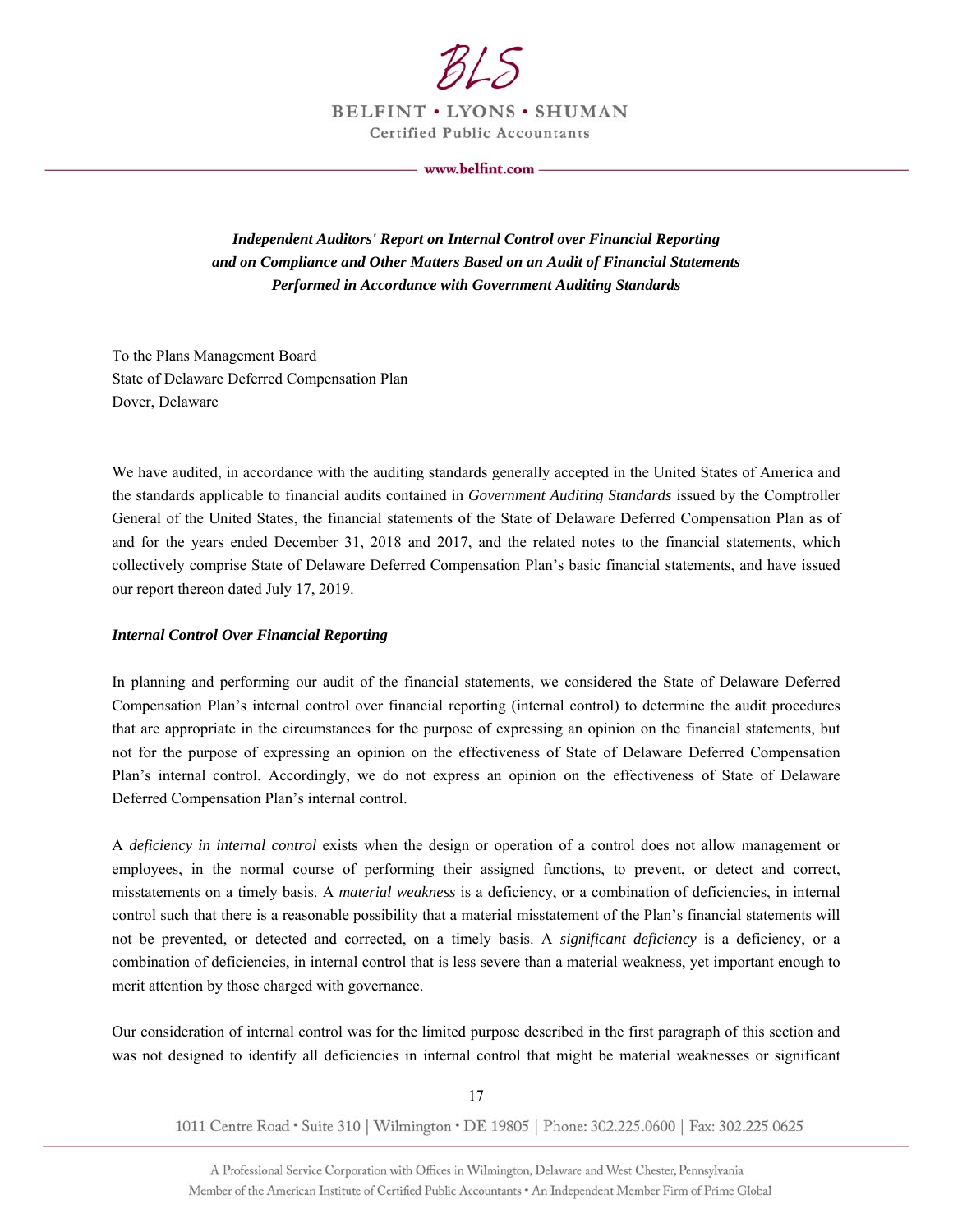BLS

BELFINT • LYONS • SHUMAN
Certified Public Accountants

www.belfint.com

***Independent Auditors' Report on Internal Control over Financial Reporting and on Compliance and Other Matters Based on an Audit of Financial Statements Performed in Accordance with Government Auditing Standards***

To the Plans Management Board
State of Delaware Deferred Compensation Plan
Dover, Delaware

We have audited, in accordance with the auditing standards generally accepted in the United States of America and the standards applicable to financial audits contained in *Government Auditing Standards* issued by the Comptroller General of the United States, the financial statements of the State of Delaware Deferred Compensation Plan as of and for the years ended December 31, 2018 and 2017, and the related notes to the financial statements, which collectively comprise State of Delaware Deferred Compensation Plan's basic financial statements, and have issued our report thereon dated July 17, 2019.

***Internal Control Over Financial Reporting***

In planning and performing our audit of the financial statements, we considered the State of Delaware Deferred Compensation Plan's internal control over financial reporting (internal control) to determine the audit procedures that are appropriate in the circumstances for the purpose of expressing an opinion on the financial statements, but not for the purpose of expressing an opinion on the effectiveness of State of Delaware Deferred Compensation Plan's internal control. Accordingly, we do not express an opinion on the effectiveness of State of Delaware Deferred Compensation Plan's internal control.

A *deficiency in internal control* exists when the design or operation of a control does not allow management or employees, in the normal course of performing their assigned functions, to prevent, or detect and correct, misstatements on a timely basis. A *material weakness* is a deficiency, or a combination of deficiencies, in internal control such that there is a reasonable possibility that a material misstatement of the Plan's financial statements will not be prevented, or detected and corrected, on a timely basis. A *significant deficiency* is a deficiency, or a combination of deficiencies, in internal control that is less severe than a material weakness, yet important enough to merit attention by those charged with governance.

Our consideration of internal control was for the limited purpose described in the first paragraph of this section and was not designed to identify all deficiencies in internal control that might be material weaknesses or significant

1011 Centre Road • Suite 310 | Wilmington • DE 19805 | Phone: 302.225.0600 | Fax: 302.225.0625

A Professional Service Corporation with Offices in Wilmington, Delaware and West Chester, Pennsylvania
Member of the American Institute of Certified Public Accountants • An Independent Member Firm of Prime Global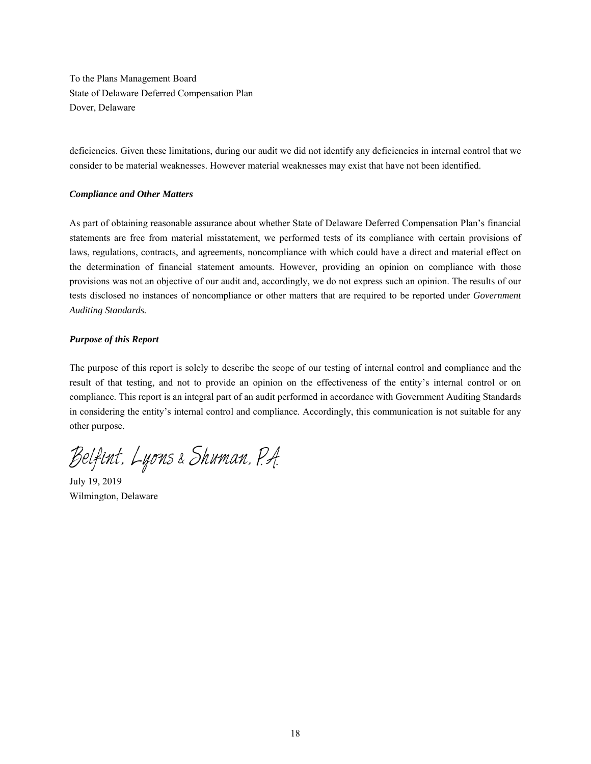To the Plans Management Board
State of Delaware Deferred Compensation Plan
Dover, Delaware

deficiencies. Given these limitations, during our audit we did not identify any deficiencies in internal control that we consider to be material weaknesses. However material weaknesses may exist that have not been identified.

***Compliance and Other Matters***

As part of obtaining reasonable assurance about whether State of Delaware Deferred Compensation Plan's financial statements are free from material misstatement, we performed tests of its compliance with certain provisions of laws, regulations, contracts, and agreements, noncompliance with which could have a direct and material effect on the determination of financial statement amounts. However, providing an opinion on compliance with those provisions was not an objective of our audit and, accordingly, we do not express such an opinion. The results of our tests disclosed no instances of noncompliance or other matters that are required to be reported under *Government Auditing Standards.*

***Purpose of this Report***

The purpose of this report is solely to describe the scope of our testing of internal control and compliance and the result of that testing, and not to provide an opinion on the effectiveness of the entity's internal control or on compliance. This report is an integral part of an audit performed in accordance with Government Auditing Standards in considering the entity's internal control and compliance. Accordingly, this communication is not suitable for any other purpose.

Belfint, Lyons & Shuman, P.A.

July 19, 2019
Wilmington, Delaware